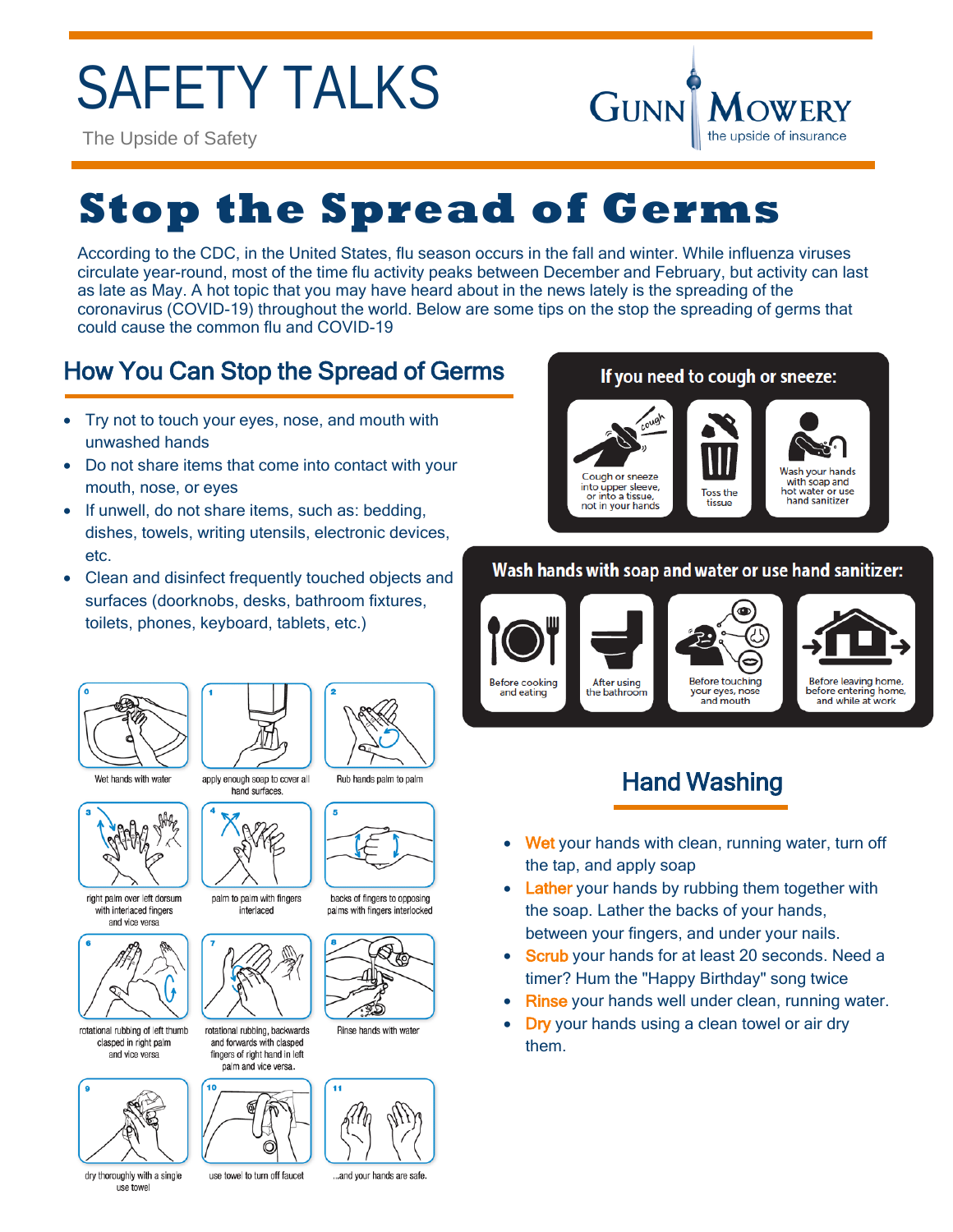# SAFETY TALKS

The Upside of Safety

GUNN MOWERY
the upside of insurance

# Stop the Spread of Germs

According to the CDC, in the United States, flu season occurs in the fall and winter. While influenza viruses circulate year-round, most of the time flu activity peaks between December and February, but activity can last as late as May. A hot topic that you may have heard about in the news lately is the spreading of the coronavirus (COVID-19) throughout the world. Below are some tips on the stop the spreading of germs that could cause the common flu and COVID-19

## How You Can Stop the Spread of Germs

- Try not to touch your eyes, nose, and mouth with unwashed hands
- Do not share items that come into contact with your mouth, nose, or eyes
- If unwell, do not share items, such as: bedding, dishes, towels, writing utensils, electronic devices, etc.
- Clean and disinfect frequently touched objects and surfaces (doorknobs, desks, bathroom fixtures, toilets, phones, keyboard, tablets, etc.)

### If you need to cough or sneeze:

- Cough or sneeze into upper sleeve, or into a tissue, not in your hands
- Toss the tissue
- Wash your hands with soap and hot water or use hand sanitizer

### Wash hands with soap and water or use hand sanitizer:

- Before cooking and eating
- After using the bathroom
- Before touching your eyes, nose and mouth
- Before leaving home, before entering home, and while at work

0. Wet hands with water
1. apply enough soap to cover all hand surfaces.
2. Rub hands palm to palm
3. right palm over left dorsum with interlaced fingers and vice versa
4. palm to palm with fingers interlaced
5. backs of fingers to opposing palms with fingers interlocked
6. rotational rubbing of left thumb clasped in right palm and vice versa
7. rotational rubbing, backwards and forwards with clasped fingers of right hand in left palm and vice versa.
8. Rinse hands with water
9. dry thoroughly with a single use towel
10. use towel to turn off faucet
11. ...and your hands are safe.

## Hand Washing

- **Wet** your hands with clean, running water, turn off the tap, and apply soap
- **Lather** your hands by rubbing them together with the soap. Lather the backs of your hands, between your fingers, and under your nails.
- **Scrub** your hands for at least 20 seconds. Need a timer? Hum the "Happy Birthday" song twice
- **Rinse** your hands well under clean, running water.
- **Dry** your hands using a clean towel or air dry them.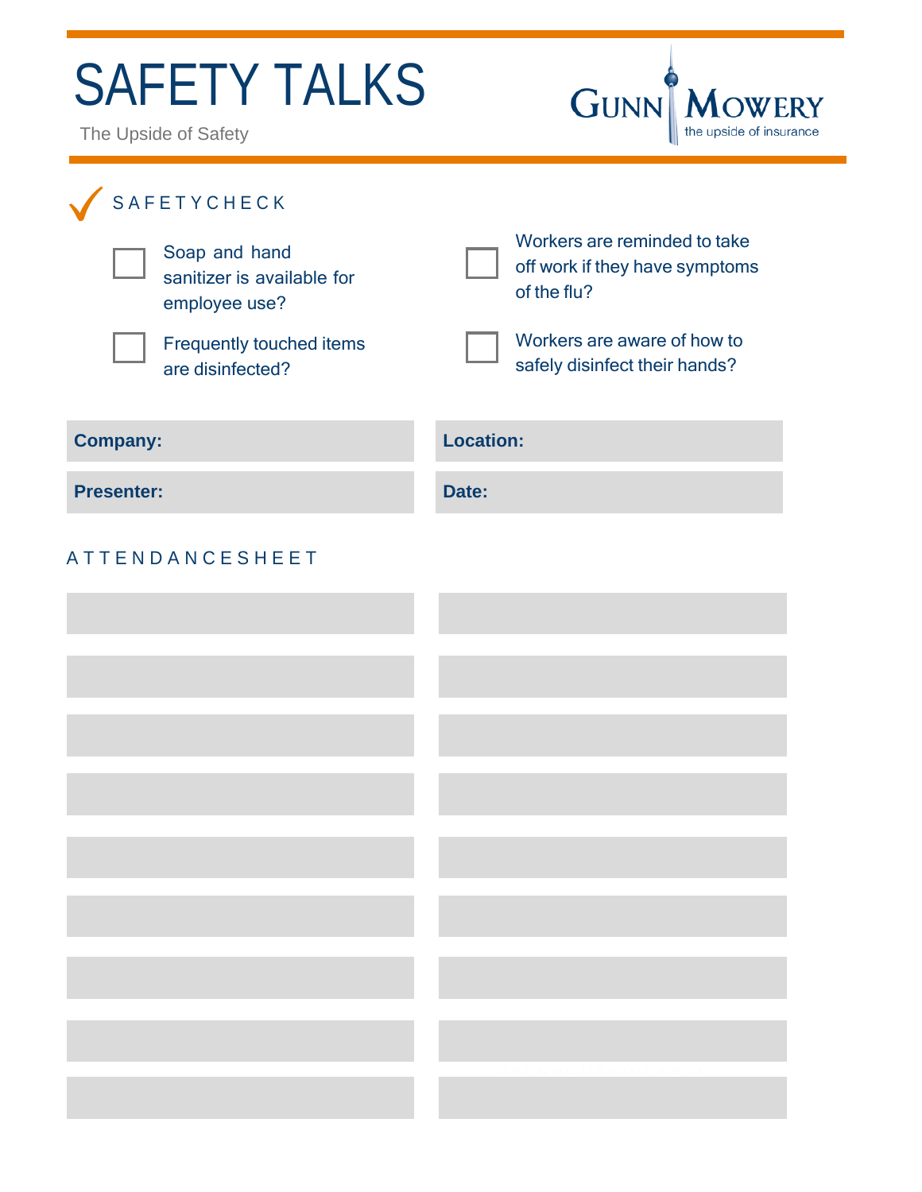# SAFETY TALKS

The Upside of Safety

GUNN MOWERY
the upside of insurance

## SAFETYCHECK

- [ ] Soap and hand sanitizer is available for employee use?
- [ ] Frequently touched items are disinfected?
- [ ] Workers are reminded to take off work if they have symptoms of the flu?
- [ ] Workers are aware of how to safely disinfect their hands?

| | |
|---|---|
| **Company:** | **Location:** |
| **Presenter:** | **Date:** |

## ATTENDANCESHEET

| | |
|---|---|
| | |
| | |
| | |
| | |
| | |
| | |
| | |
| | |
| | |